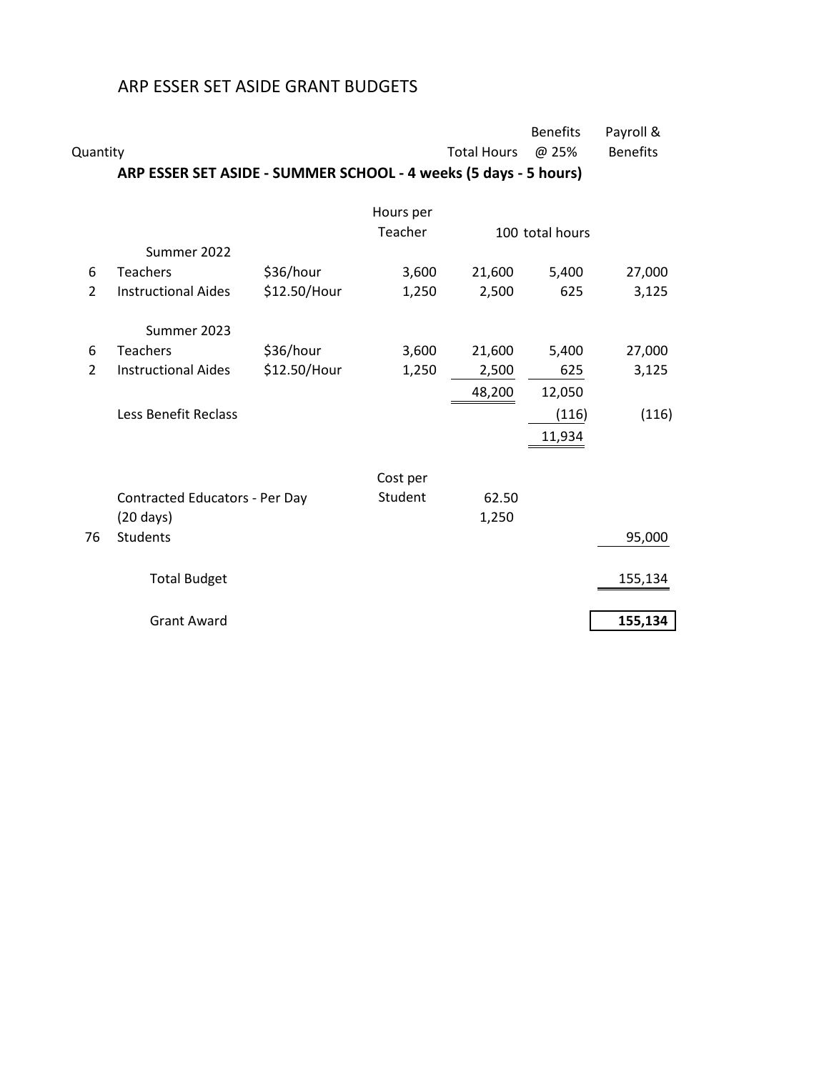# ARP ESSER SET ASIDE GRANT BUDGETS

| Quantity | | | | Total Hours | Benefits @ 25% | Payroll & Benefits |
|---|---|---|---|---|---|---|
| | **ARP ESSER SET ASIDE - SUMMER SCHOOL - 4 weeks (5 days - 5 hours)** | | | | | |
| | | | Hours per Teacher | | 100 total hours | |
| | Summer 2022 | | | | | |
| 6 | Teachers | $36/hour | 3,600 | 21,600 | 5,400 | 27,000 |
| 2 | Instructional Aides | $12.50/Hour | 1,250 | 2,500 | 625 | 3,125 |
| | Summer 2023 | | | | | |
| 6 | Teachers | $36/hour | 3,600 | 21,600 | 5,400 | 27,000 |
| 2 | Instructional Aides | $12.50/Hour | 1,250 | 2,500 | 625 | 3,125 |
| | | | | 48,200 | 12,050 | |
| | Less Benefit Reclass | | | | (116) | (116) |
| | | | | | 11,934 | |
| | | | Cost per Student | | | |
| | Contracted Educators - Per Day | | | 62.50 | | |
| | (20 days) | | | 1,250 | | |
| 76 | Students | | | | | 95,000 |
| | Total Budget | | | | | 155,134 |
| | Grant Award | | | | | **155,134** |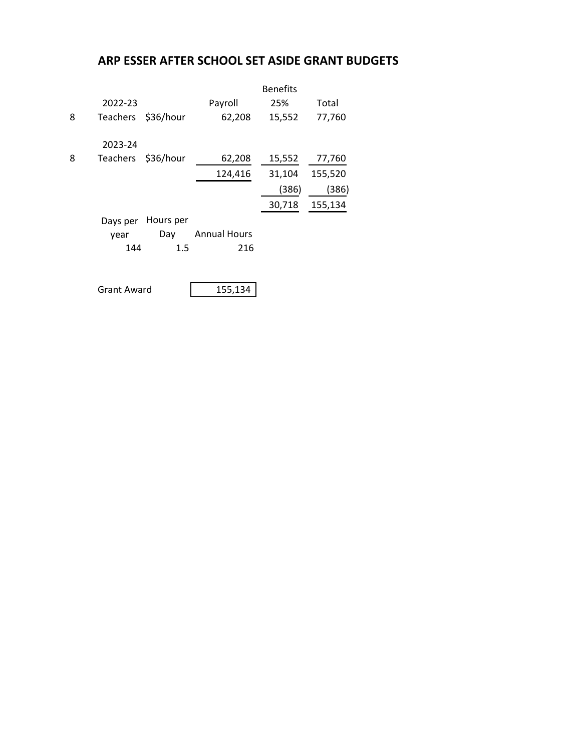## ARP ESSER AFTER SCHOOL SET ASIDE GRANT BUDGETS

| | | | Payroll | Benefits 25% | Total |
|---|---|---|---|---|---|
| | 2022-23 | | | | |
| 8 | Teachers | $36/hour | 62,208 | 15,552 | 77,760 |
| | 2023-24 | | | | |
| 8 | Teachers | $36/hour | 62,208 | 15,552 | 77,760 |
| | | | 124,416 | 31,104 | 155,520 |
| | | | | (386) | (386) |
| | | | | 30,718 | 155,134 |

| Days per year | Hours per Day | Annual Hours |
|---|---|---|
| 144 | 1.5 | 216 |

| Grant Award | 155,134 |
|---|---|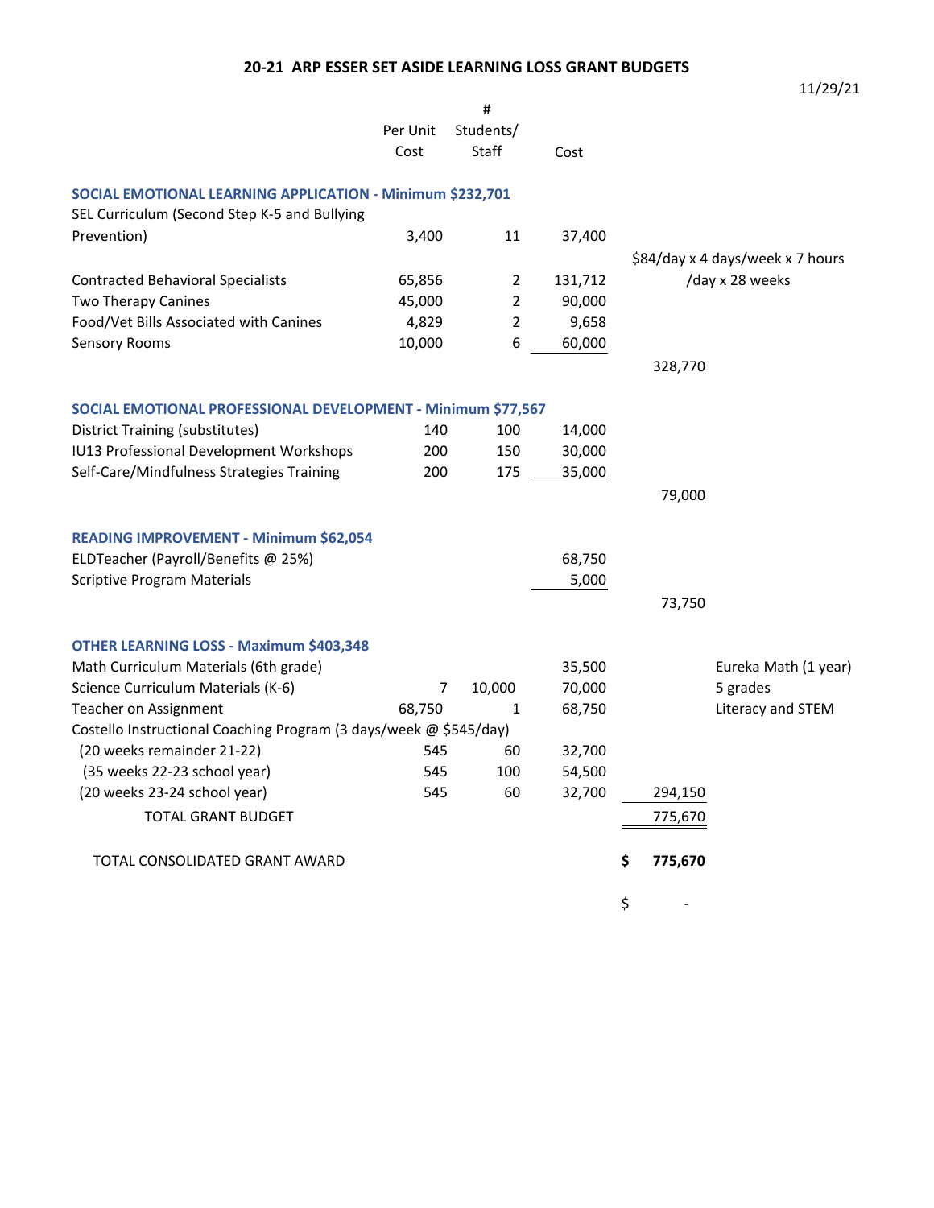## 20-21 ARP ESSER SET ASIDE LEARNING LOSS GRANT BUDGETS

11/29/21

| | Per Unit Cost | # Students/ Staff | Cost | | |
|---|---|---|---|---|---|
| **SOCIAL EMOTIONAL LEARNING APPLICATION - Minimum $232,701** | | | | | |
| SEL Curriculum (Second Step K-5 and Bullying Prevention) | 3,400 | 11 | 37,400 | | |
| Contracted Behavioral Specialists | 65,856 | 2 | 131,712 | | $84/day x 4 days/week x 7 hours /day x 28 weeks |
| Two Therapy Canines | 45,000 | 2 | 90,000 | | |
| Food/Vet Bills Associated with Canines | 4,829 | 2 | 9,658 | | |
| Sensory Rooms | 10,000 | 6 | 60,000 | | |
| | | | | 328,770 | |
| **SOCIAL EMOTIONAL PROFESSIONAL DEVELOPMENT - Minimum $77,567** | | | | | |
| District Training (substitutes) | 140 | 100 | 14,000 | | |
| IU13 Professional Development Workshops | 200 | 150 | 30,000 | | |
| Self-Care/Mindfulness Strategies Training | 200 | 175 | 35,000 | | |
| | | | | 79,000 | |
| **READING IMPROVEMENT - Minimum $62,054** | | | | | |
| ELDTeacher (Payroll/Benefits @ 25%) | | | 68,750 | | |
| Scriptive Program Materials | | | 5,000 | | |
| | | | | 73,750 | |
| **OTHER LEARNING LOSS - Maximum $403,348** | | | | | |
| Math Curriculum Materials (6th grade) | | | 35,500 | | Eureka Math (1 year) |
| Science Curriculum Materials (K-6) | 7 | 10,000 | 70,000 | | 5 grades |
| Teacher on Assignment | 68,750 | 1 | 68,750 | | Literacy and STEM |
| Costello Instructional Coaching Program (3 days/week @ $545/day) | | | | | |
| (20 weeks remainder 21-22) | 545 | 60 | 32,700 | | |
| (35 weeks 22-23 school year) | 545 | 100 | 54,500 | | |
| (20 weeks 23-24 school year) | 545 | 60 | 32,700 | 294,150 | |
| TOTAL GRANT BUDGET | | | | 775,670 | |
| TOTAL CONSOLIDATED GRANT AWARD | | | | $ 775,670 | |
| | | | | $ - | |